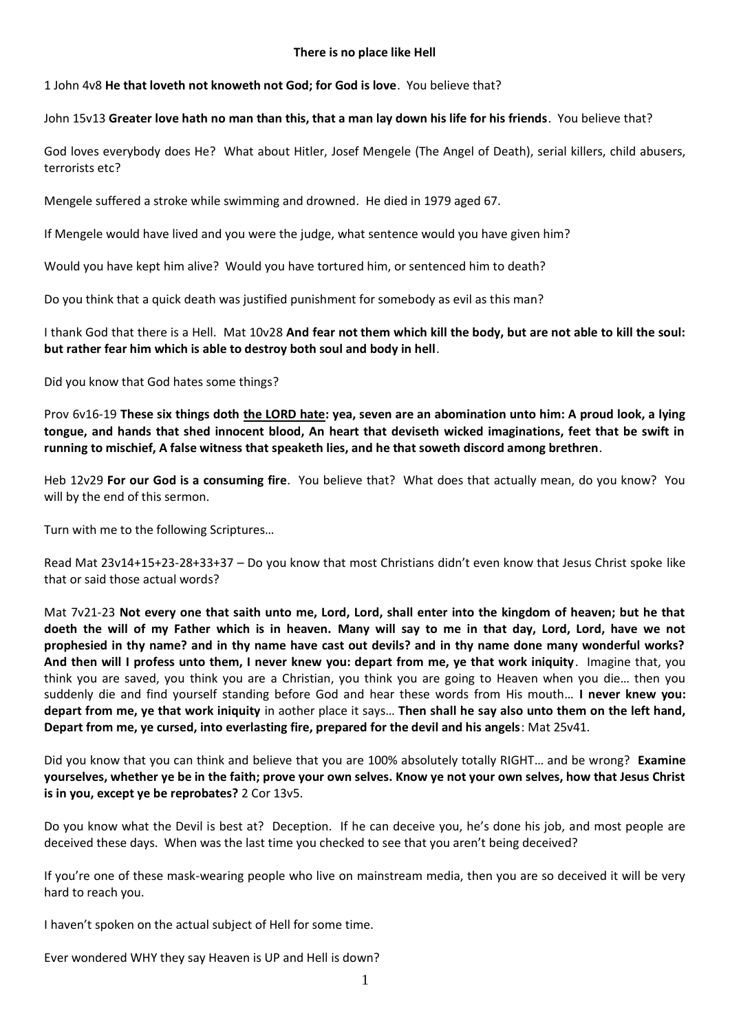**There is no place like Hell**

1 John 4v8 **He that loveth not knoweth not God; for God is love**. You believe that?

John 15v13 **Greater love hath no man than this, that a man lay down his life for his friends**. You believe that?

God loves everybody does He? What about Hitler, Josef Mengele (The Angel of Death), serial killers, child abusers, terrorists etc?

Mengele suffered a stroke while swimming and drowned. He died in 1979 aged 67.

If Mengele would have lived and you were the judge, what sentence would you have given him?

Would you have kept him alive? Would you have tortured him, or sentenced him to death?

Do you think that a quick death was justified punishment for somebody as evil as this man?

I thank God that there is a Hell. Mat 10v28 **And fear not them which kill the body, but are not able to kill the soul: but rather fear him which is able to destroy both soul and body in hell**.

Did you know that God hates some things?

Prov 6v16-19 **These six things doth <u>the LORD hate</u>: yea, seven are an abomination unto him: A proud look, a lying tongue, and hands that shed innocent blood, An heart that deviseth wicked imaginations, feet that be swift in running to mischief, A false witness that speaketh lies, and he that soweth discord among brethren**.

Heb 12v29 **For our God is a consuming fire**. You believe that? What does that actually mean, do you know? You will by the end of this sermon.

Turn with me to the following Scriptures…

Read Mat 23v14+15+23-28+33+37 – Do you know that most Christians didn't even know that Jesus Christ spoke like that or said those actual words?

Mat 7v21-23 **Not every one that saith unto me, Lord, Lord, shall enter into the kingdom of heaven; but he that doeth the will of my Father which is in heaven. Many will say to me in that day, Lord, Lord, have we not prophesied in thy name? and in thy name have cast out devils? and in thy name done many wonderful works? And then will I profess unto them, I never knew you: depart from me, ye that work iniquity**. Imagine that, you think you are saved, you think you are a Christian, you think you are going to Heaven when you die… then you suddenly die and find yourself standing before God and hear these words from His mouth… **I never knew you: depart from me, ye that work iniquity** in aother place it says… **Then shall he say also unto them on the left hand, Depart from me, ye cursed, into everlasting fire, prepared for the devil and his angels**: Mat 25v41.

Did you know that you can think and believe that you are 100% absolutely totally RIGHT… and be wrong? **Examine yourselves, whether ye be in the faith; prove your own selves. Know ye not your own selves, how that Jesus Christ is in you, except ye be reprobates?** 2 Cor 13v5.

Do you know what the Devil is best at? Deception. If he can deceive you, he's done his job, and most people are deceived these days. When was the last time you checked to see that you aren't being deceived?

If you're one of these mask-wearing people who live on mainstream media, then you are so deceived it will be very hard to reach you.

I haven't spoken on the actual subject of Hell for some time.

Ever wondered WHY they say Heaven is UP and Hell is down?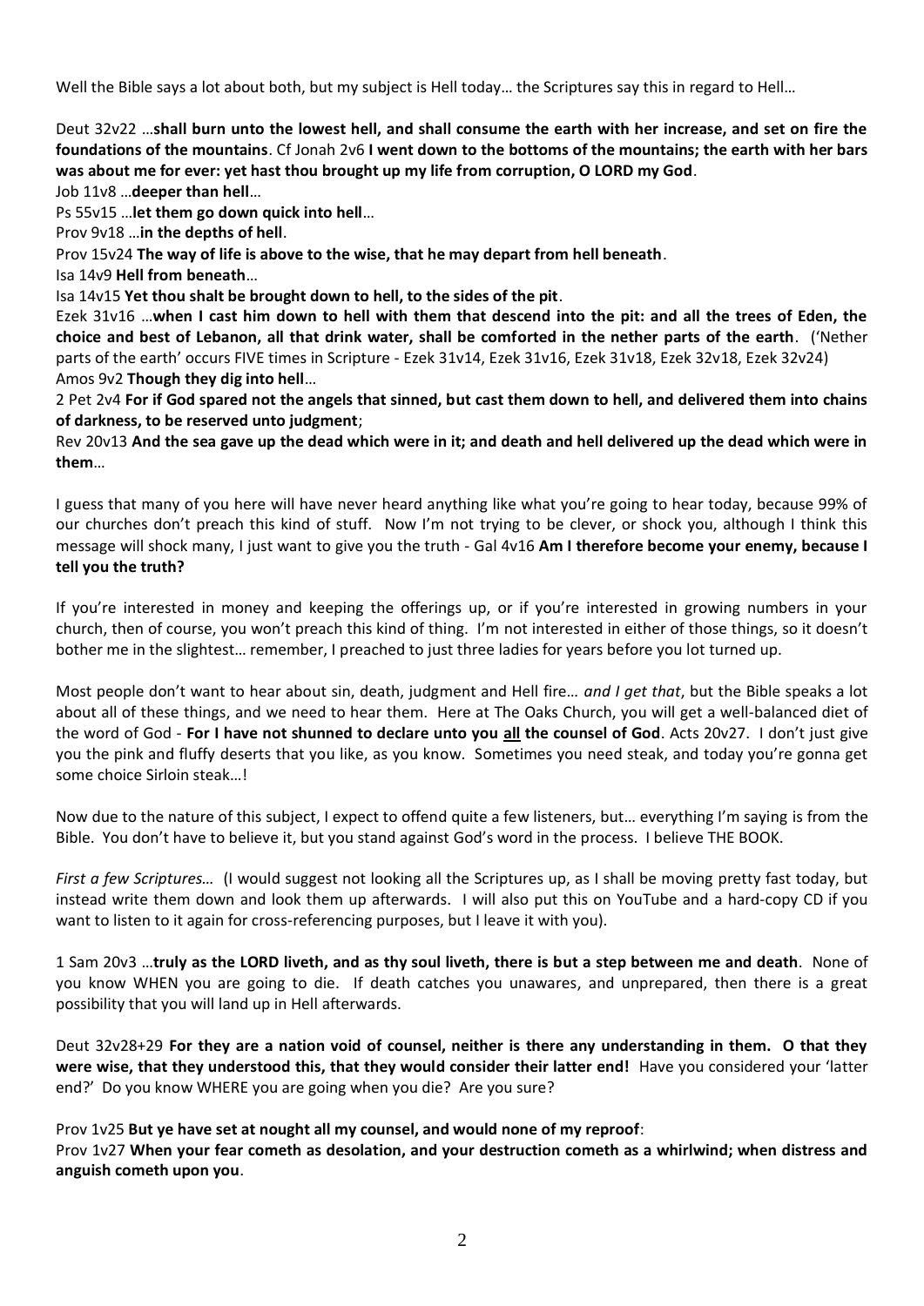Well the Bible says a lot about both, but my subject is Hell today… the Scriptures say this in regard to Hell…

Deut 32v22 …**shall burn unto the lowest hell, and shall consume the earth with her increase, and set on fire the foundations of the mountains**. Cf Jonah 2v6 **I went down to the bottoms of the mountains; the earth with her bars was about me for ever: yet hast thou brought up my life from corruption, O LORD my God**.

Job 11v8 …**deeper than hell**…

Ps 55v15 …**let them go down quick into hell**…

Prov 9v18 …**in the depths of hell**.

Prov 15v24 **The way of life is above to the wise, that he may depart from hell beneath**.

Isa 14v9 **Hell from beneath**…

Isa 14v15 **Yet thou shalt be brought down to hell, to the sides of the pit**.

Ezek 31v16 …**when I cast him down to hell with them that descend into the pit: and all the trees of Eden, the choice and best of Lebanon, all that drink water, shall be comforted in the nether parts of the earth**. ('Nether parts of the earth' occurs FIVE times in Scripture - Ezek 31v14, Ezek 31v16, Ezek 31v18, Ezek 32v18, Ezek 32v24)

Amos 9v2 **Though they dig into hell**…

2 Pet 2v4 **For if God spared not the angels that sinned, but cast them down to hell, and delivered them into chains of darkness, to be reserved unto judgment**;

Rev 20v13 **And the sea gave up the dead which were in it; and death and hell delivered up the dead which were in them**…

I guess that many of you here will have never heard anything like what you're going to hear today, because 99% of our churches don't preach this kind of stuff. Now I'm not trying to be clever, or shock you, although I think this message will shock many, I just want to give you the truth - Gal 4v16 **Am I therefore become your enemy, because I tell you the truth?**

If you're interested in money and keeping the offerings up, or if you're interested in growing numbers in your church, then of course, you won't preach this kind of thing. I'm not interested in either of those things, so it doesn't bother me in the slightest… remember, I preached to just three ladies for years before you lot turned up.

Most people don't want to hear about sin, death, judgment and Hell fire… *and I get that*, but the Bible speaks a lot about all of these things, and we need to hear them. Here at The Oaks Church, you will get a well-balanced diet of the word of God - **For I have not shunned to declare unto you <u>all</u> the counsel of God**. Acts 20v27. I don't just give you the pink and fluffy deserts that you like, as you know. Sometimes you need steak, and today you're gonna get some choice Sirloin steak…!

Now due to the nature of this subject, I expect to offend quite a few listeners, but… everything I'm saying is from the Bible. You don't have to believe it, but you stand against God's word in the process. I believe THE BOOK.

*First a few Scriptures…* (I would suggest not looking all the Scriptures up, as I shall be moving pretty fast today, but instead write them down and look them up afterwards. I will also put this on YouTube and a hard-copy CD if you want to listen to it again for cross-referencing purposes, but I leave it with you).

1 Sam 20v3 …**truly as the LORD liveth, and as thy soul liveth, there is but a step between me and death**. None of you know WHEN you are going to die. If death catches you unawares, and unprepared, then there is a great possibility that you will land up in Hell afterwards.

Deut 32v28+29 **For they are a nation void of counsel, neither is there any understanding in them. O that they were wise, that they understood this, that they would consider their latter end!** Have you considered your 'latter end?' Do you know WHERE you are going when you die? Are you sure?

Prov 1v25 **But ye have set at nought all my counsel, and would none of my reproof**:

Prov 1v27 **When your fear cometh as desolation, and your destruction cometh as a whirlwind; when distress and anguish cometh upon you**.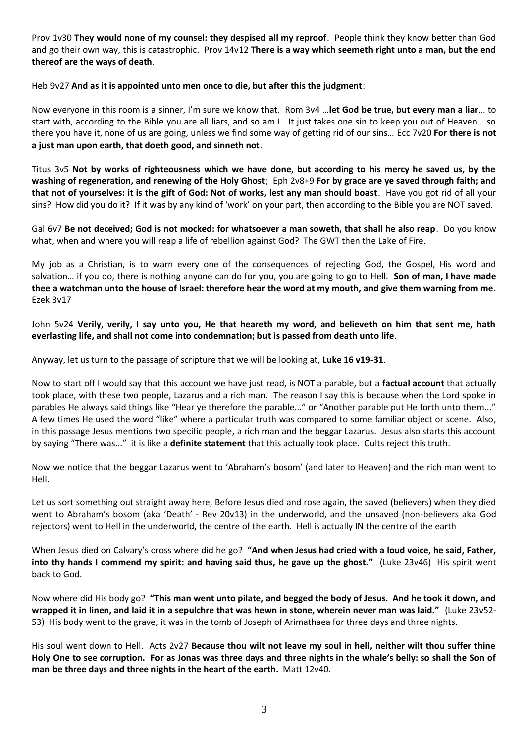Prov 1v30 **They would none of my counsel: they despised all my reproof**. People think they know better than God and go their own way, this is catastrophic. Prov 14v12 **There is a way which seemeth right unto a man, but the end thereof are the ways of death**.

Heb 9v27 **And as it is appointed unto men once to die, but after this the judgment**:

Now everyone in this room is a sinner, I'm sure we know that. Rom 3v4 …**let God be true, but every man a liar**… to start with, according to the Bible you are all liars, and so am I. It just takes one sin to keep you out of Heaven… so there you have it, none of us are going, unless we find some way of getting rid of our sins… Ecc 7v20 **For there is not a just man upon earth, that doeth good, and sinneth not**.

Titus 3v5 **Not by works of righteousness which we have done, but according to his mercy he saved us, by the washing of regeneration, and renewing of the Holy Ghost**; Eph 2v8+9 **For by grace are ye saved through faith; and that not of yourselves: it is the gift of God: Not of works, lest any man should boast**. Have you got rid of all your sins? How did you do it? If it was by any kind of 'work' on your part, then according to the Bible you are NOT saved.

Gal 6v7 **Be not deceived; God is not mocked: for whatsoever a man soweth, that shall he also reap**. Do you know what, when and where you will reap a life of rebellion against God? The GWT then the Lake of Fire.

My job as a Christian, is to warn every one of the consequences of rejecting God, the Gospel, His word and salvation… if you do, there is nothing anyone can do for you, you are going to go to Hell. **Son of man, I have made thee a watchman unto the house of Israel: therefore hear the word at my mouth, and give them warning from me**. Ezek 3v17

John 5v24 **Verily, verily, I say unto you, He that heareth my word, and believeth on him that sent me, hath everlasting life, and shall not come into condemnation; but is passed from death unto life**.

Anyway, let us turn to the passage of scripture that we will be looking at, **Luke 16 v19-31**.

Now to start off I would say that this account we have just read, is NOT a parable, but a **factual account** that actually took place, with these two people, Lazarus and a rich man. The reason I say this is because when the Lord spoke in parables He always said things like "Hear ye therefore the parable..." or "Another parable put He forth unto them..." A few times He used the word "like" where a particular truth was compared to some familiar object or scene. Also, in this passage Jesus mentions two specific people, a rich man and the beggar Lazarus. Jesus also starts this account by saying "There was..." it is like a **definite statement** that this actually took place. Cults reject this truth.

Now we notice that the beggar Lazarus went to 'Abraham's bosom' (and later to Heaven) and the rich man went to Hell.

Let us sort something out straight away here, Before Jesus died and rose again, the saved (believers) when they died went to Abraham's bosom (aka 'Death' - Rev 20v13) in the underworld, and the unsaved (non-believers aka God rejectors) went to Hell in the underworld, the centre of the earth. Hell is actually IN the centre of the earth

When Jesus died on Calvary's cross where did he go? **"And when Jesus had cried with a loud voice, he said, Father, <u>into thy hands I commend my spirit</u>: and having said thus, he gave up the ghost."** (Luke 23v46) His spirit went back to God.

Now where did His body go? **"This man went unto pilate, and begged the body of Jesus. And he took it down, and wrapped it in linen, and laid it in a sepulchre that was hewn in stone, wherein never man was laid."** (Luke 23v52-53) His body went to the grave, it was in the tomb of Joseph of Arimathaea for three days and three nights.

His soul went down to Hell. Acts 2v27 **Because thou wilt not leave my soul in hell, neither wilt thou suffer thine Holy One to see corruption. For as Jonas was three days and three nights in the whale's belly: so shall the Son of man be three days and three nights in the <u>heart of the earth</u>.** Matt 12v40.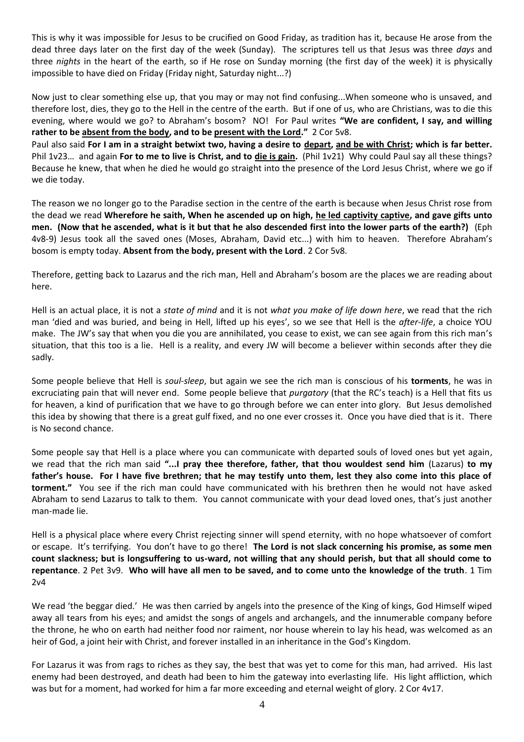This is why it was impossible for Jesus to be crucified on Good Friday, as tradition has it, because He arose from the dead three days later on the first day of the week (Sunday). The scriptures tell us that Jesus was three *days* and three *nights* in the heart of the earth, so if He rose on Sunday morning (the first day of the week) it is physically impossible to have died on Friday (Friday night, Saturday night...?)

Now just to clear something else up, that you may or may not find confusing...When someone who is unsaved, and therefore lost, dies, they go to the Hell in the centre of the earth. But if one of us, who are Christians, was to die this evening, where would we go? to Abraham's bosom? NO! For Paul writes **"We are confident, I say, and willing rather to be <u>absent from the body</u>, and to be <u>present with the Lord</u>."** 2 Cor 5v8.

Paul also said **For I am in a straight betwixt two, having a desire to <u>depart</u>, <u>and be with Christ</u>; which is far better.** Phil 1v23… and again **For to me to live is Christ, and to <u>die is gain</u>.** (Phil 1v21) Why could Paul say all these things? Because he knew, that when he died he would go straight into the presence of the Lord Jesus Christ, where we go if we die today.

The reason we no longer go to the Paradise section in the centre of the earth is because when Jesus Christ rose from the dead we read **Wherefore he saith, When he ascended up on high, <u>he led captivity captive</u>, and gave gifts unto men. (Now that he ascended, what is it but that he also descended first into the lower parts of the earth?)** (Eph 4v8-9) Jesus took all the saved ones (Moses, Abraham, David etc...) with him to heaven. Therefore Abraham's bosom is empty today. **Absent from the body, present with the Lord**. 2 Cor 5v8.

Therefore, getting back to Lazarus and the rich man, Hell and Abraham's bosom are the places we are reading about here.

Hell is an actual place, it is not a *state of mind* and it is not *what you make of life down here*, we read that the rich man 'died and was buried, and being in Hell, lifted up his eyes', so we see that Hell is the *after-life*, a choice YOU make. The JW's say that when you die you are annihilated, you cease to exist, we can see again from this rich man's situation, that this too is a lie. Hell is a reality, and every JW will become a believer within seconds after they die sadly.

Some people believe that Hell is *soul-sleep*, but again we see the rich man is conscious of his **torments**, he was in excruciating pain that will never end. Some people believe that *purgatory* (that the RC's teach) is a Hell that fits us for heaven, a kind of purification that we have to go through before we can enter into glory. But Jesus demolished this idea by showing that there is a great gulf fixed, and no one ever crosses it. Once you have died that is it. There is No second chance.

Some people say that Hell is a place where you can communicate with departed souls of loved ones but yet again, we read that the rich man said **"...I pray thee therefore, father, that thou wouldest send him** (Lazarus) **to my father's house. For I have five brethren; that he may testify unto them, lest they also come into this place of torment."** You see if the rich man could have communicated with his brethren then he would not have asked Abraham to send Lazarus to talk to them. You cannot communicate with your dead loved ones, that's just another man-made lie.

Hell is a physical place where every Christ rejecting sinner will spend eternity, with no hope whatsoever of comfort or escape. It's terrifying. You don't have to go there! **The Lord is not slack concerning his promise, as some men count slackness; but is longsuffering to us-ward, not willing that any should perish, but that all should come to repentance**. 2 Pet 3v9. **Who will have all men to be saved, and to come unto the knowledge of the truth**. 1 Tim 2v4

We read 'the beggar died.' He was then carried by angels into the presence of the King of kings, God Himself wiped away all tears from his eyes; and amidst the songs of angels and archangels, and the innumerable company before the throne, he who on earth had neither food nor raiment, nor house wherein to lay his head, was welcomed as an heir of God, a joint heir with Christ, and forever installed in an inheritance in the God's Kingdom.

For Lazarus it was from rags to riches as they say, the best that was yet to come for this man, had arrived. His last enemy had been destroyed, and death had been to him the gateway into everlasting life. His light affliction, which was but for a moment, had worked for him a far more exceeding and eternal weight of glory. 2 Cor 4v17.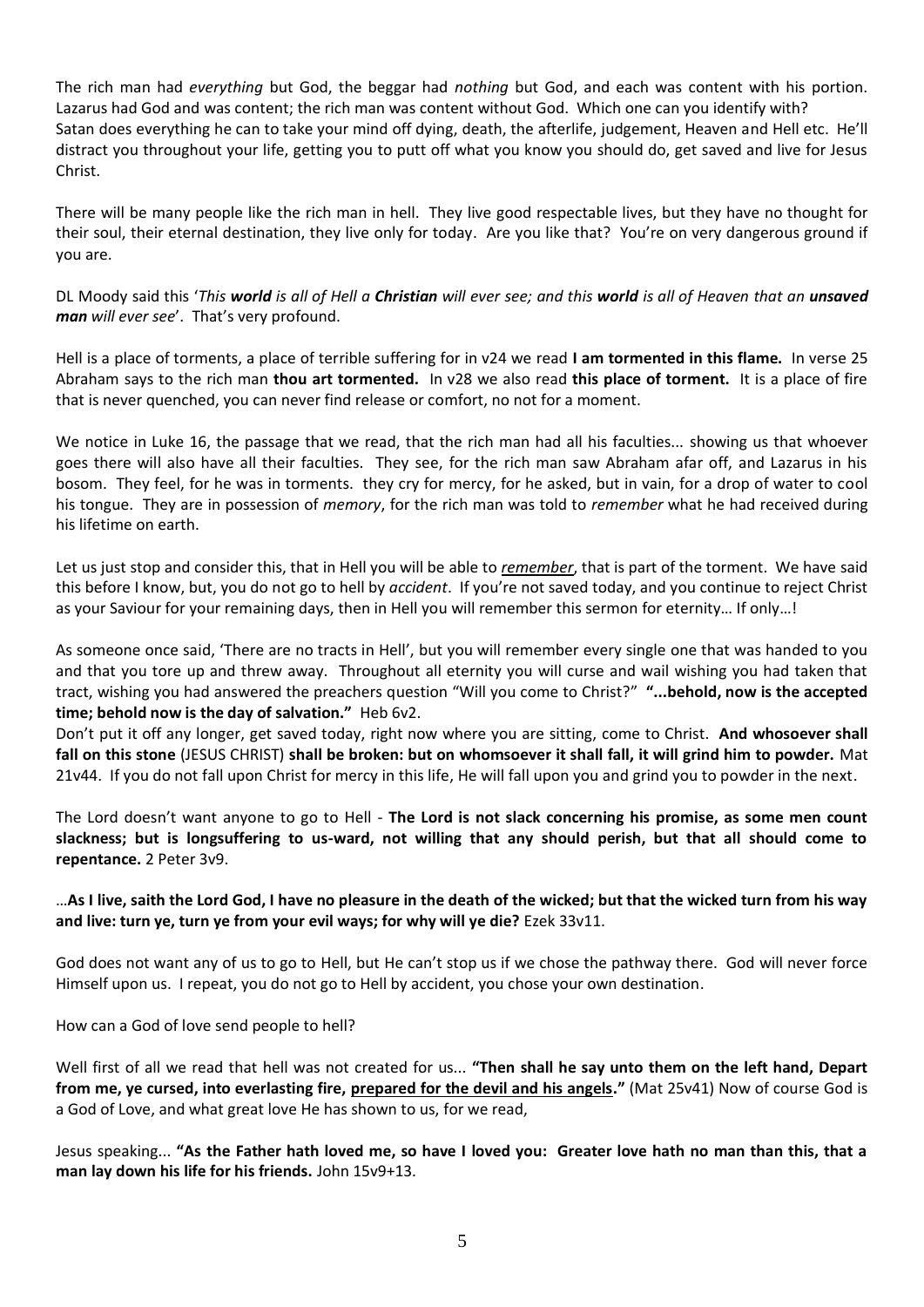The rich man had *everything* but God, the beggar had *nothing* but God, and each was content with his portion. Lazarus had God and was content; the rich man was content without God. Which one can you identify with?
Satan does everything he can to take your mind off dying, death, the afterlife, judgement, Heaven and Hell etc. He'll distract you throughout your life, getting you to putt off what you know you should do, get saved and live for Jesus Christ.

There will be many people like the rich man in hell. They live good respectable lives, but they have no thought for their soul, their eternal destination, they live only for today. Are you like that? You're on very dangerous ground if you are.

DL Moody said this '*This **world** is all of Hell a **Christian** will ever see; and this **world** is all of Heaven that an **unsaved man** will ever see*'. That's very profound.

Hell is a place of torments, a place of terrible suffering for in v24 we read **I am tormented in this flame.** In verse 25 Abraham says to the rich man **thou art tormented.** In v28 we also read **this place of torment.** It is a place of fire that is never quenched, you can never find release or comfort, no not for a moment.

We notice in Luke 16, the passage that we read, that the rich man had all his faculties... showing us that whoever goes there will also have all their faculties. They see, for the rich man saw Abraham afar off, and Lazarus in his bosom. They feel, for he was in torments. they cry for mercy, for he asked, but in vain, for a drop of water to cool his tongue. They are in possession of *memory*, for the rich man was told to *remember* what he had received during his lifetime on earth.

Let us just stop and consider this, that in Hell you will be able to *<u>remember</u>*, that is part of the torment. We have said this before I know, but, you do not go to hell by *accident*. If you're not saved today, and you continue to reject Christ as your Saviour for your remaining days, then in Hell you will remember this sermon for eternity… If only…!

As someone once said, 'There are no tracts in Hell', but you will remember every single one that was handed to you and that you tore up and threw away. Throughout all eternity you will curse and wail wishing you had taken that tract, wishing you had answered the preachers question "Will you come to Christ?" **"...behold, now is the accepted time; behold now is the day of salvation."** Heb 6v2.
Don't put it off any longer, get saved today, right now where you are sitting, come to Christ. **And whosoever shall fall on this stone** (JESUS CHRIST) **shall be broken: but on whomsoever it shall fall, it will grind him to powder.** Mat 21v44. If you do not fall upon Christ for mercy in this life, He will fall upon you and grind you to powder in the next.

The Lord doesn't want anyone to go to Hell - **The Lord is not slack concerning his promise, as some men count slackness; but is longsuffering to us-ward, not willing that any should perish, but that all should come to repentance.** 2 Peter 3v9.

…**As I live, saith the Lord God, I have no pleasure in the death of the wicked; but that the wicked turn from his way and live: turn ye, turn ye from your evil ways; for why will ye die?** Ezek 33v11.

God does not want any of us to go to Hell, but He can't stop us if we chose the pathway there. God will never force Himself upon us. I repeat, you do not go to Hell by accident, you chose your own destination.

How can a God of love send people to hell?

Well first of all we read that hell was not created for us... **"Then shall he say unto them on the left hand, Depart from me, ye cursed, into everlasting fire, <u>prepared for the devil and his angels</u>."** (Mat 25v41) Now of course God is a God of Love, and what great love He has shown to us, for we read,

Jesus speaking... **"As the Father hath loved me, so have I loved you: Greater love hath no man than this, that a man lay down his life for his friends.** John 15v9+13.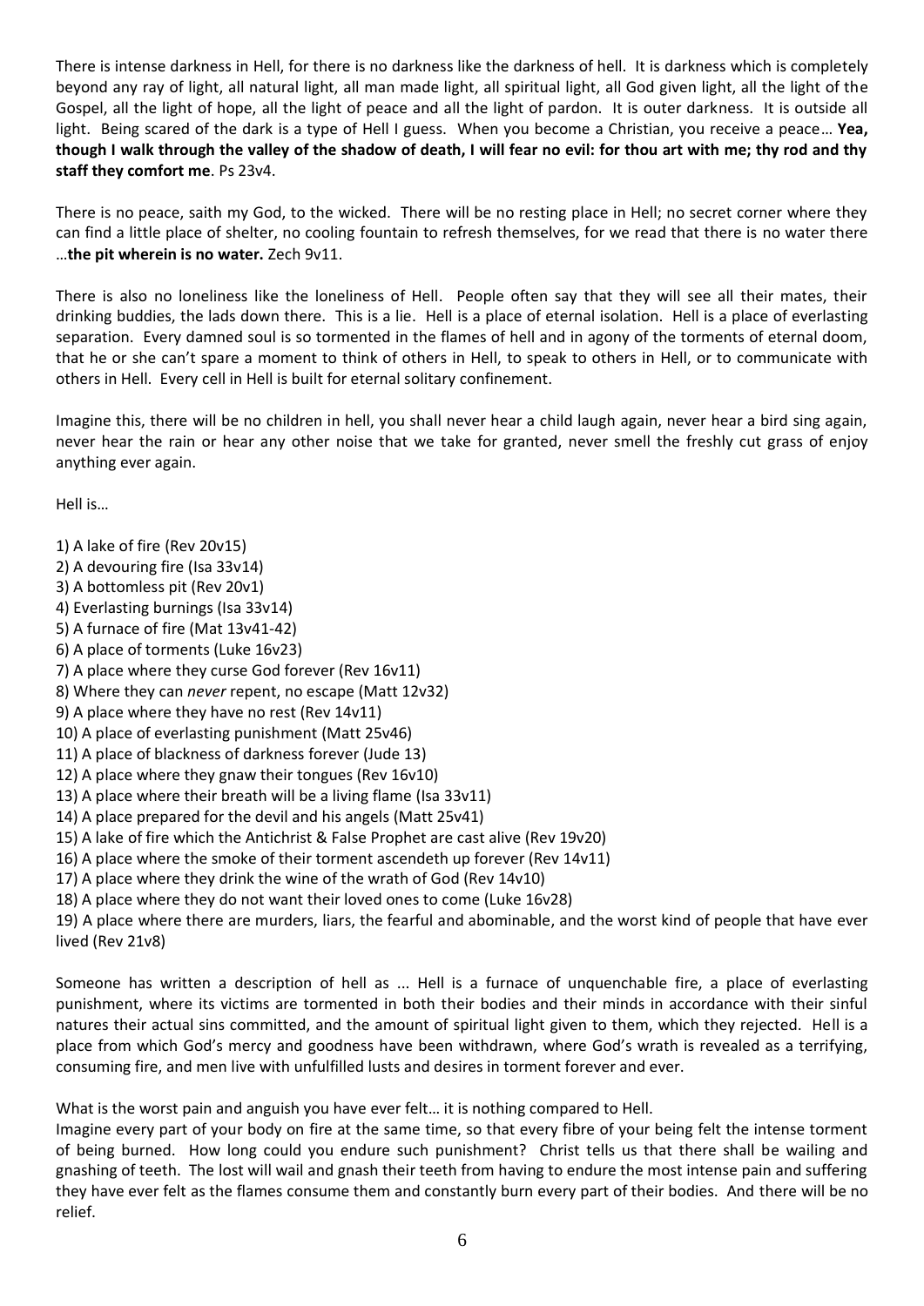There is intense darkness in Hell, for there is no darkness like the darkness of hell. It is darkness which is completely beyond any ray of light, all natural light, all man made light, all spiritual light, all God given light, all the light of the Gospel, all the light of hope, all the light of peace and all the light of pardon. It is outer darkness. It is outside all light. Being scared of the dark is a type of Hell I guess. When you become a Christian, you receive a peace… **Yea, though I walk through the valley of the shadow of death, I will fear no evil: for thou art with me; thy rod and thy staff they comfort me**. Ps 23v4.

There is no peace, saith my God, to the wicked. There will be no resting place in Hell; no secret corner where they can find a little place of shelter, no cooling fountain to refresh themselves, for we read that there is no water there …**the pit wherein is no water.** Zech 9v11.

There is also no loneliness like the loneliness of Hell. People often say that they will see all their mates, their drinking buddies, the lads down there. This is a lie. Hell is a place of eternal isolation. Hell is a place of everlasting separation. Every damned soul is so tormented in the flames of hell and in agony of the torments of eternal doom, that he or she can't spare a moment to think of others in Hell, to speak to others in Hell, or to communicate with others in Hell. Every cell in Hell is built for eternal solitary confinement.

Imagine this, there will be no children in hell, you shall never hear a child laugh again, never hear a bird sing again, never hear the rain or hear any other noise that we take for granted, never smell the freshly cut grass of enjoy anything ever again.

Hell is…

1) A lake of fire (Rev 20v15)
2) A devouring fire (Isa 33v14)
3) A bottomless pit (Rev 20v1)
4) Everlasting burnings (Isa 33v14)
5) A furnace of fire (Mat 13v41-42)
6) A place of torments (Luke 16v23)
7) A place where they curse God forever (Rev 16v11)
8) Where they can *never* repent, no escape (Matt 12v32)
9) A place where they have no rest (Rev 14v11)
10) A place of everlasting punishment (Matt 25v46)
11) A place of blackness of darkness forever (Jude 13)
12) A place where they gnaw their tongues (Rev 16v10)
13) A place where their breath will be a living flame (Isa 33v11)
14) A place prepared for the devil and his angels (Matt 25v41)
15) A lake of fire which the Antichrist & False Prophet are cast alive (Rev 19v20)
16) A place where the smoke of their torment ascendeth up forever (Rev 14v11)
17) A place where they drink the wine of the wrath of God (Rev 14v10)
18) A place where they do not want their loved ones to come (Luke 16v28)
19) A place where there are murders, liars, the fearful and abominable, and the worst kind of people that have ever lived (Rev 21v8)

Someone has written a description of hell as ... Hell is a furnace of unquenchable fire, a place of everlasting punishment, where its victims are tormented in both their bodies and their minds in accordance with their sinful natures their actual sins committed, and the amount of spiritual light given to them, which they rejected. Hell is a place from which God's mercy and goodness have been withdrawn, where God's wrath is revealed as a terrifying, consuming fire, and men live with unfulfilled lusts and desires in torment forever and ever.

What is the worst pain and anguish you have ever felt… it is nothing compared to Hell.
Imagine every part of your body on fire at the same time, so that every fibre of your being felt the intense torment of being burned. How long could you endure such punishment? Christ tells us that there shall be wailing and gnashing of teeth. The lost will wail and gnash their teeth from having to endure the most intense pain and suffering they have ever felt as the flames consume them and constantly burn every part of their bodies. And there will be no relief.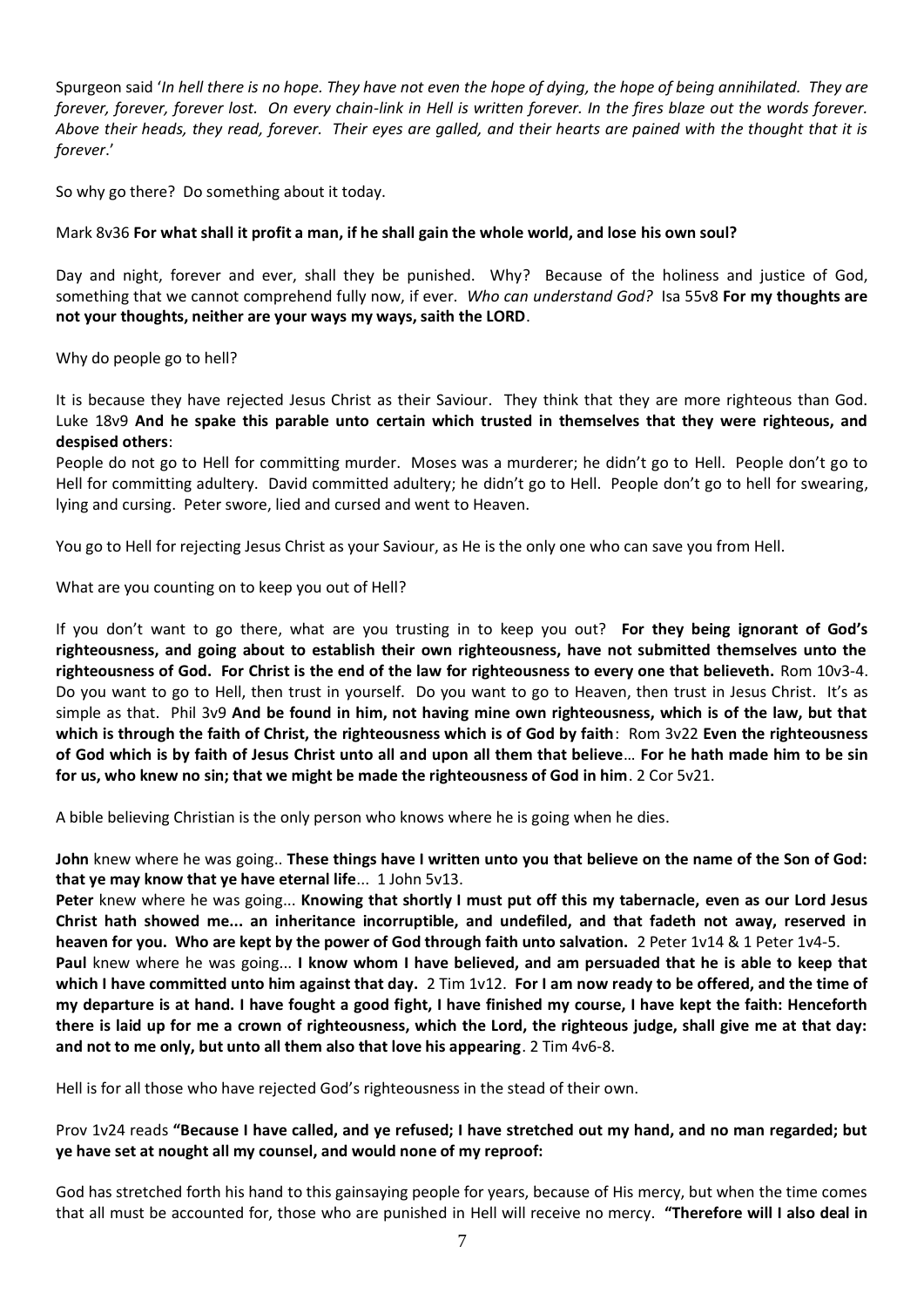Spurgeon said '*In hell there is no hope. They have not even the hope of dying, the hope of being annihilated. They are forever, forever, forever lost. On every chain-link in Hell is written forever. In the fires blaze out the words forever. Above their heads, they read, forever. Their eyes are galled, and their hearts are pained with the thought that it is forever*.'

So why go there? Do something about it today.

Mark 8v36 **For what shall it profit a man, if he shall gain the whole world, and lose his own soul?**

Day and night, forever and ever, shall they be punished. Why? Because of the holiness and justice of God, something that we cannot comprehend fully now, if ever. *Who can understand God?* Isa 55v8 **For my thoughts are not your thoughts, neither are your ways my ways, saith the LORD**.

Why do people go to hell?

It is because they have rejected Jesus Christ as their Saviour. They think that they are more righteous than God. Luke 18v9 **And he spake this parable unto certain which trusted in themselves that they were righteous, and despised others**:
People do not go to Hell for committing murder. Moses was a murderer; he didn't go to Hell. People don't go to Hell for committing adultery. David committed adultery; he didn't go to Hell. People don't go to hell for swearing, lying and cursing. Peter swore, lied and cursed and went to Heaven.

You go to Hell for rejecting Jesus Christ as your Saviour, as He is the only one who can save you from Hell.

What are you counting on to keep you out of Hell?

If you don't want to go there, what are you trusting in to keep you out? **For they being ignorant of God's righteousness, and going about to establish their own righteousness, have not submitted themselves unto the righteousness of God. For Christ is the end of the law for righteousness to every one that believeth.** Rom 10v3-4. Do you want to go to Hell, then trust in yourself. Do you want to go to Heaven, then trust in Jesus Christ. It's as simple as that. Phil 3v9 **And be found in him, not having mine own righteousness, which is of the law, but that which is through the faith of Christ, the righteousness which is of God by faith**: Rom 3v22 **Even the righteousness of God which is by faith of Jesus Christ unto all and upon all them that believe**… **For he hath made him to be sin for us, who knew no sin; that we might be made the righteousness of God in him**. 2 Cor 5v21.

A bible believing Christian is the only person who knows where he is going when he dies.

**John** knew where he was going.. **These things have I written unto you that believe on the name of the Son of God: that ye may know that ye have eternal life**... 1 John 5v13.
**Peter** knew where he was going... **Knowing that shortly I must put off this my tabernacle, even as our Lord Jesus Christ hath showed me... an inheritance incorruptible, and undefiled, and that fadeth not away, reserved in heaven for you. Who are kept by the power of God through faith unto salvation.** 2 Peter 1v14 & 1 Peter 1v4-5.
**Paul** knew where he was going... **I know whom I have believed, and am persuaded that he is able to keep that which I have committed unto him against that day.** 2 Tim 1v12. **For I am now ready to be offered, and the time of my departure is at hand. I have fought a good fight, I have finished my course, I have kept the faith: Henceforth there is laid up for me a crown of righteousness, which the Lord, the righteous judge, shall give me at that day: and not to me only, but unto all them also that love his appearing**. 2 Tim 4v6-8.

Hell is for all those who have rejected God's righteousness in the stead of their own.

Prov 1v24 reads **"Because I have called, and ye refused; I have stretched out my hand, and no man regarded; but ye have set at nought all my counsel, and would none of my reproof:**

God has stretched forth his hand to this gainsaying people for years, because of His mercy, but when the time comes that all must be accounted for, those who are punished in Hell will receive no mercy. **"Therefore will I also deal in**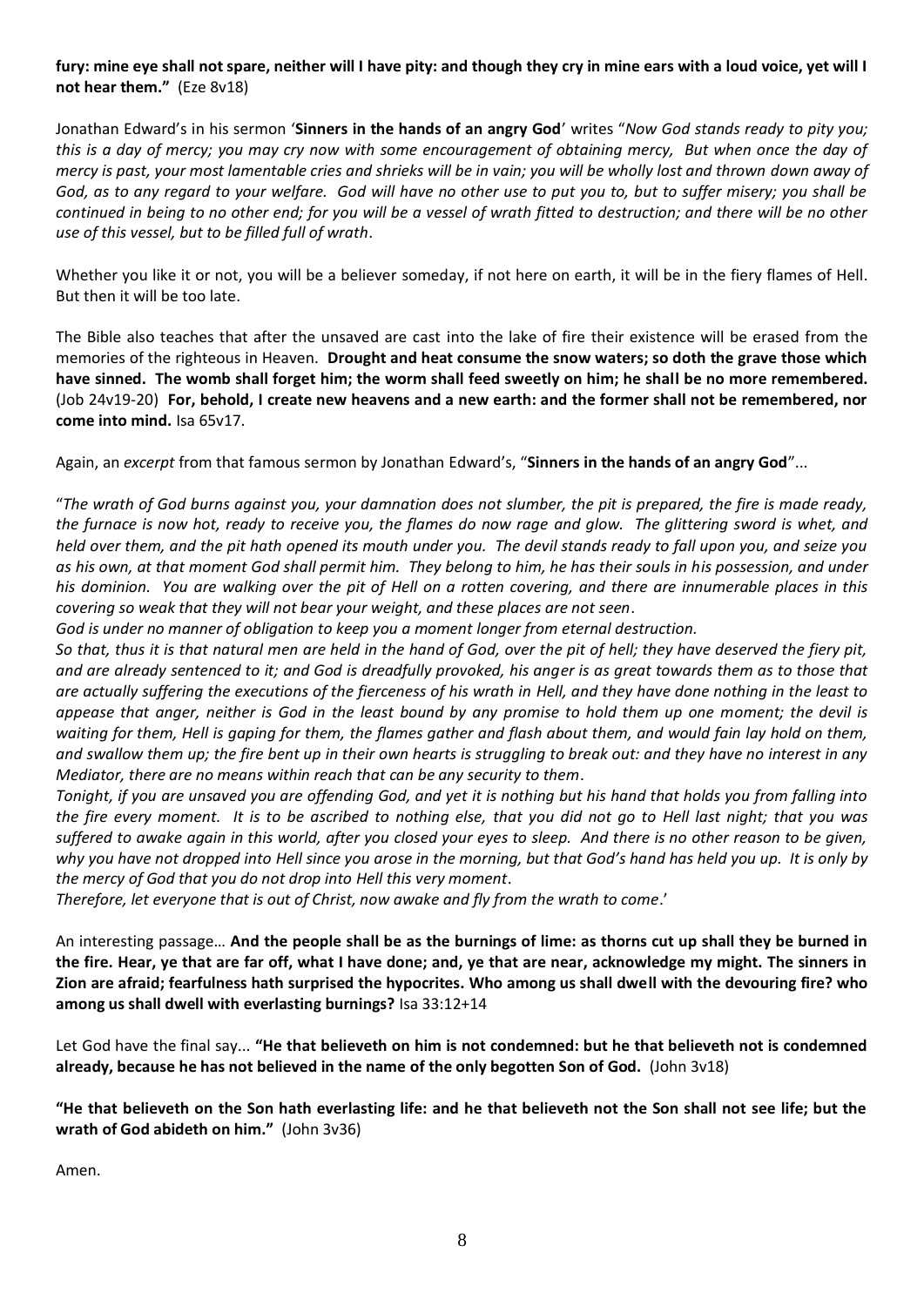**fury: mine eye shall not spare, neither will I have pity: and though they cry in mine ears with a loud voice, yet will I not hear them."** (Eze 8v18)

Jonathan Edward's in his sermon '**Sinners in the hands of an angry God**' writes "*Now God stands ready to pity you; this is a day of mercy; you may cry now with some encouragement of obtaining mercy, But when once the day of mercy is past, your most lamentable cries and shrieks will be in vain; you will be wholly lost and thrown down away of God, as to any regard to your welfare. God will have no other use to put you to, but to suffer misery; you shall be continued in being to no other end; for you will be a vessel of wrath fitted to destruction; and there will be no other use of this vessel, but to be filled full of wrath*.

Whether you like it or not, you will be a believer someday, if not here on earth, it will be in the fiery flames of Hell. But then it will be too late.

The Bible also teaches that after the unsaved are cast into the lake of fire their existence will be erased from the memories of the righteous in Heaven. **Drought and heat consume the snow waters; so doth the grave those which have sinned. The womb shall forget him; the worm shall feed sweetly on him; he shall be no more remembered.** (Job 24v19-20) **For, behold, I create new heavens and a new earth: and the former shall not be remembered, nor come into mind.** Isa 65v17.

Again, an *excerpt* from that famous sermon by Jonathan Edward's, "**Sinners in the hands of an angry God**"...

"*The wrath of God burns against you, your damnation does not slumber, the pit is prepared, the fire is made ready, the furnace is now hot, ready to receive you, the flames do now rage and glow. The glittering sword is whet, and held over them, and the pit hath opened its mouth under you. The devil stands ready to fall upon you, and seize you as his own, at that moment God shall permit him. They belong to him, he has their souls in his possession, and under his dominion. You are walking over the pit of Hell on a rotten covering, and there are innumerable places in this covering so weak that they will not bear your weight, and these places are not seen*.

*God is under no manner of obligation to keep you a moment longer from eternal destruction.*

*So that, thus it is that natural men are held in the hand of God, over the pit of hell; they have deserved the fiery pit, and are already sentenced to it; and God is dreadfully provoked, his anger is as great towards them as to those that are actually suffering the executions of the fierceness of his wrath in Hell, and they have done nothing in the least to appease that anger, neither is God in the least bound by any promise to hold them up one moment; the devil is waiting for them, Hell is gaping for them, the flames gather and flash about them, and would fain lay hold on them, and swallow them up; the fire bent up in their own hearts is struggling to break out: and they have no interest in any Mediator, there are no means within reach that can be any security to them*.

*Tonight, if you are unsaved you are offending God, and yet it is nothing but his hand that holds you from falling into the fire every moment. It is to be ascribed to nothing else, that you did not go to Hell last night; that you was suffered to awake again in this world, after you closed your eyes to sleep. And there is no other reason to be given, why you have not dropped into Hell since you arose in the morning, but that God's hand has held you up. It is only by the mercy of God that you do not drop into Hell this very moment*.

*Therefore, let everyone that is out of Christ, now awake and fly from the wrath to come*.'

An interesting passage… **And the people shall be as the burnings of lime: as thorns cut up shall they be burned in the fire. Hear, ye that are far off, what I have done; and, ye that are near, acknowledge my might. The sinners in Zion are afraid; fearfulness hath surprised the hypocrites. Who among us shall dwell with the devouring fire? who among us shall dwell with everlasting burnings?** Isa 33:12+14

Let God have the final say... **"He that believeth on him is not condemned: but he that believeth not is condemned already, because he has not believed in the name of the only begotten Son of God.** (John 3v18)

**"He that believeth on the Son hath everlasting life: and he that believeth not the Son shall not see life; but the wrath of God abideth on him."** (John 3v36)

Amen.